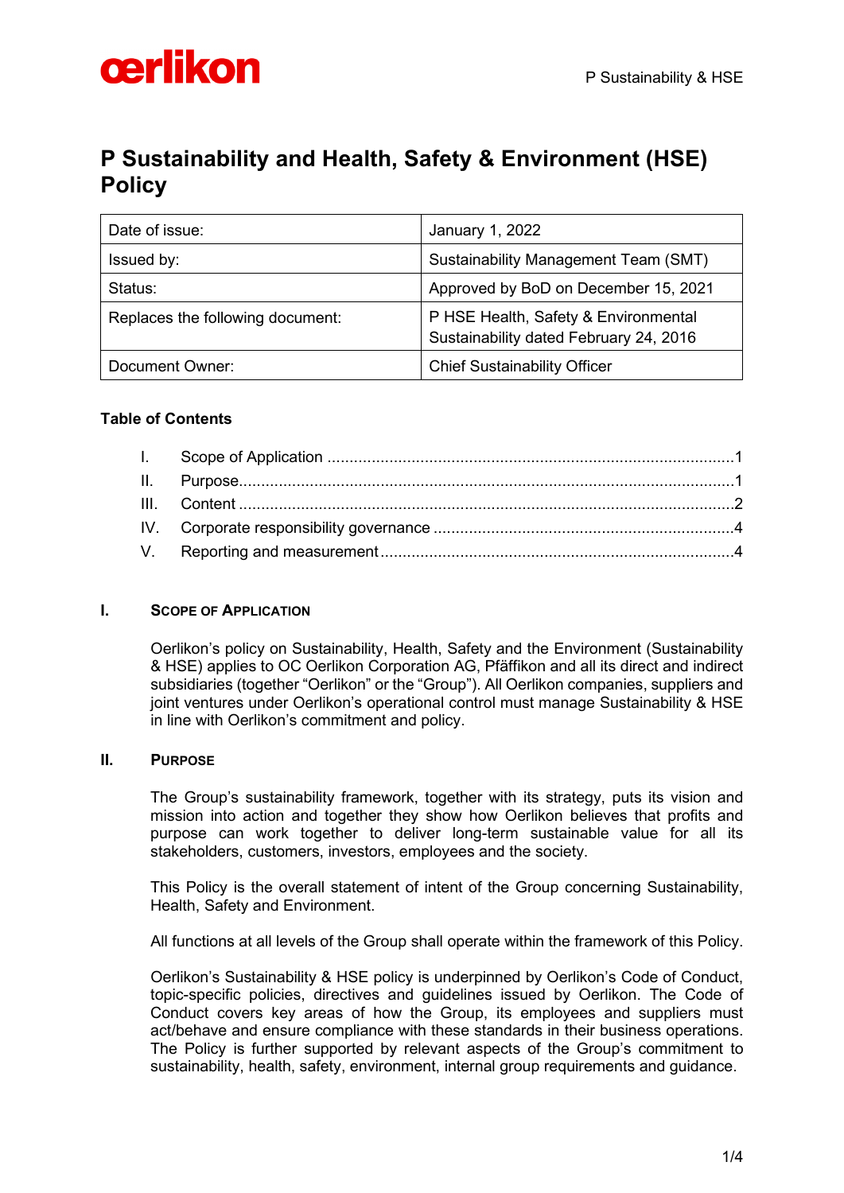# P Sustainability and Health, Safety & Environment (HSE) Policy

| Date of issue: | January 1, 2022 |
|---|---|
| Issued by: | Sustainability Management Team (SMT) |
| Status: | Approved by BoD on December 15, 2021 |
| Replaces the following document: | P HSE Health, Safety & Environmental Sustainability dated February 24, 2016 |
| Document Owner: | Chief Sustainability Officer |

**Table of Contents**

I. Scope of Application ........................................................................................1
II. Purpose..............................................................................................................1
III. Content ..............................................................................................................2
IV. Corporate responsibility governance ..................................................................4
V. Reporting and measurement ..............................................................................4

## I. Scope of Application

Oerlikon's policy on Sustainability, Health, Safety and the Environment (Sustainability & HSE) applies to OC Oerlikon Corporation AG, Pfäffikon and all its direct and indirect subsidiaries (together "Oerlikon" or the "Group"). All Oerlikon companies, suppliers and joint ventures under Oerlikon's operational control must manage Sustainability & HSE in line with Oerlikon's commitment and policy.

## II. Purpose

The Group's sustainability framework, together with its strategy, puts its vision and mission into action and together they show how Oerlikon believes that profits and purpose can work together to deliver long-term sustainable value for all its stakeholders, customers, investors, employees and the society.

This Policy is the overall statement of intent of the Group concerning Sustainability, Health, Safety and Environment.

All functions at all levels of the Group shall operate within the framework of this Policy.

Oerlikon's Sustainability & HSE policy is underpinned by Oerlikon's Code of Conduct, topic-specific policies, directives and guidelines issued by Oerlikon. The Code of Conduct covers key areas of how the Group, its employees and suppliers must act/behave and ensure compliance with these standards in their business operations. The Policy is further supported by relevant aspects of the Group's commitment to sustainability, health, safety, environment, internal group requirements and guidance.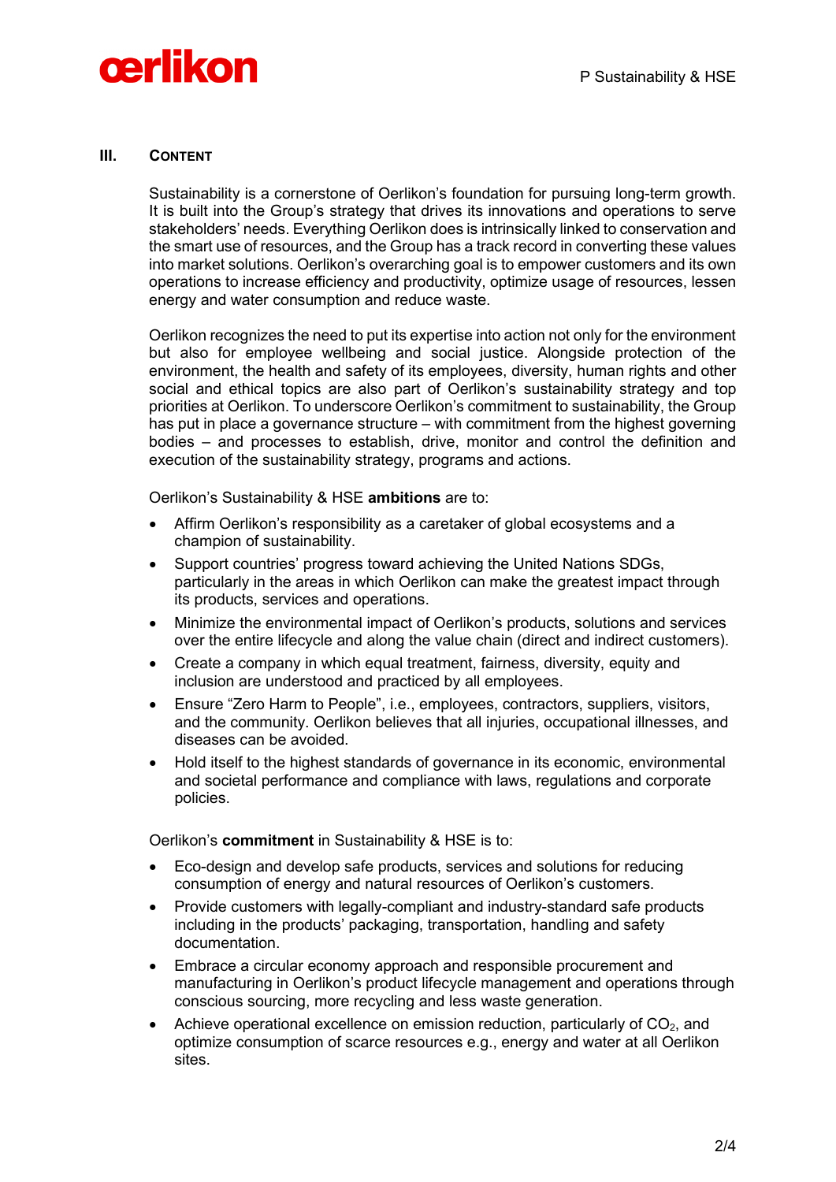## III. Content

Sustainability is a cornerstone of Oerlikon's foundation for pursuing long-term growth. It is built into the Group's strategy that drives its innovations and operations to serve stakeholders' needs. Everything Oerlikon does is intrinsically linked to conservation and the smart use of resources, and the Group has a track record in converting these values into market solutions. Oerlikon's overarching goal is to empower customers and its own operations to increase efficiency and productivity, optimize usage of resources, lessen energy and water consumption and reduce waste.

Oerlikon recognizes the need to put its expertise into action not only for the environment but also for employee wellbeing and social justice. Alongside protection of the environment, the health and safety of its employees, diversity, human rights and other social and ethical topics are also part of Oerlikon's sustainability strategy and top priorities at Oerlikon. To underscore Oerlikon's commitment to sustainability, the Group has put in place a governance structure – with commitment from the highest governing bodies – and processes to establish, drive, monitor and control the definition and execution of the sustainability strategy, programs and actions.

Oerlikon's Sustainability & HSE **ambitions** are to:

- Affirm Oerlikon's responsibility as a caretaker of global ecosystems and a champion of sustainability.
- Support countries' progress toward achieving the United Nations SDGs, particularly in the areas in which Oerlikon can make the greatest impact through its products, services and operations.
- Minimize the environmental impact of Oerlikon's products, solutions and services over the entire lifecycle and along the value chain (direct and indirect customers).
- Create a company in which equal treatment, fairness, diversity, equity and inclusion are understood and practiced by all employees.
- Ensure "Zero Harm to People", i.e., employees, contractors, suppliers, visitors, and the community. Oerlikon believes that all injuries, occupational illnesses, and diseases can be avoided.
- Hold itself to the highest standards of governance in its economic, environmental and societal performance and compliance with laws, regulations and corporate policies.

Oerlikon's **commitment** in Sustainability & HSE is to:

- Eco-design and develop safe products, services and solutions for reducing consumption of energy and natural resources of Oerlikon's customers.
- Provide customers with legally-compliant and industry-standard safe products including in the products' packaging, transportation, handling and safety documentation.
- Embrace a circular economy approach and responsible procurement and manufacturing in Oerlikon's product lifecycle management and operations through conscious sourcing, more recycling and less waste generation.
- Achieve operational excellence on emission reduction, particularly of $CO_2$, and optimize consumption of scarce resources e.g., energy and water at all Oerlikon sites.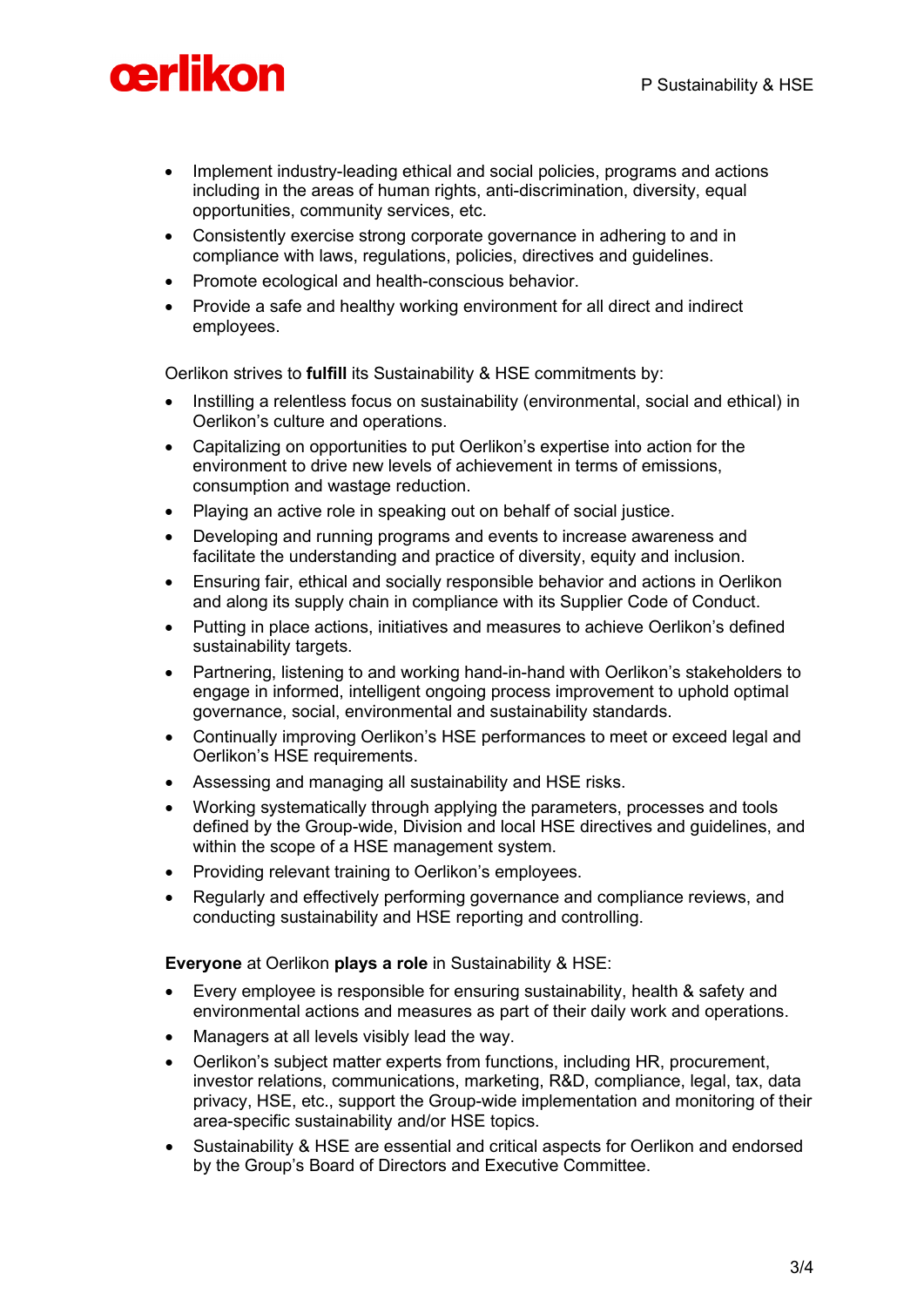- Implement industry-leading ethical and social policies, programs and actions including in the areas of human rights, anti-discrimination, diversity, equal opportunities, community services, etc.
- Consistently exercise strong corporate governance in adhering to and in compliance with laws, regulations, policies, directives and guidelines.
- Promote ecological and health-conscious behavior.
- Provide a safe and healthy working environment for all direct and indirect employees.

Oerlikon strives to **fulfill** its Sustainability & HSE commitments by:

- Instilling a relentless focus on sustainability (environmental, social and ethical) in Oerlikon's culture and operations.
- Capitalizing on opportunities to put Oerlikon's expertise into action for the environment to drive new levels of achievement in terms of emissions, consumption and wastage reduction.
- Playing an active role in speaking out on behalf of social justice.
- Developing and running programs and events to increase awareness and facilitate the understanding and practice of diversity, equity and inclusion.
- Ensuring fair, ethical and socially responsible behavior and actions in Oerlikon and along its supply chain in compliance with its Supplier Code of Conduct.
- Putting in place actions, initiatives and measures to achieve Oerlikon's defined sustainability targets.
- Partnering, listening to and working hand-in-hand with Oerlikon's stakeholders to engage in informed, intelligent ongoing process improvement to uphold optimal governance, social, environmental and sustainability standards.
- Continually improving Oerlikon's HSE performances to meet or exceed legal and Oerlikon's HSE requirements.
- Assessing and managing all sustainability and HSE risks.
- Working systematically through applying the parameters, processes and tools defined by the Group-wide, Division and local HSE directives and guidelines, and within the scope of a HSE management system.
- Providing relevant training to Oerlikon's employees.
- Regularly and effectively performing governance and compliance reviews, and conducting sustainability and HSE reporting and controlling.

**Everyone** at Oerlikon **plays a role** in Sustainability & HSE:

- Every employee is responsible for ensuring sustainability, health & safety and environmental actions and measures as part of their daily work and operations.
- Managers at all levels visibly lead the way.
- Oerlikon's subject matter experts from functions, including HR, procurement, investor relations, communications, marketing, R&D, compliance, legal, tax, data privacy, HSE, etc., support the Group-wide implementation and monitoring of their area-specific sustainability and/or HSE topics.
- Sustainability & HSE are essential and critical aspects for Oerlikon and endorsed by the Group's Board of Directors and Executive Committee.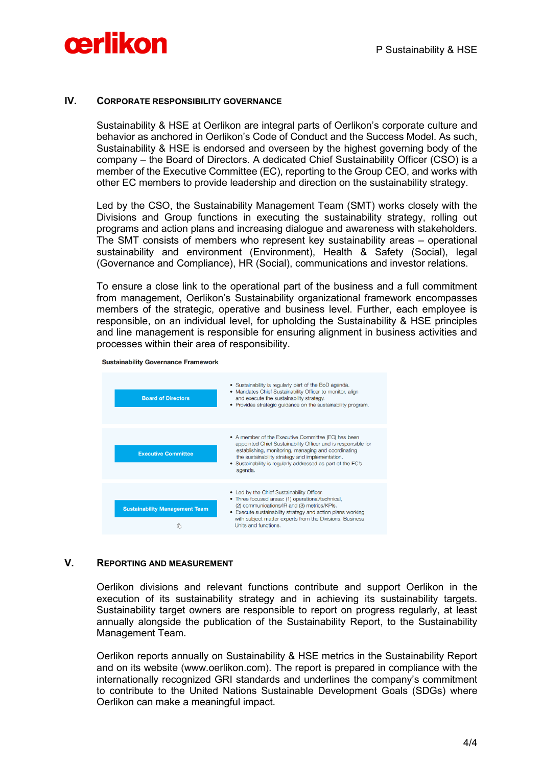## IV. CORPORATE RESPONSIBILITY GOVERNANCE

Sustainability & HSE at Oerlikon are integral parts of Oerlikon's corporate culture and behavior as anchored in Oerlikon's Code of Conduct and the Success Model. As such, Sustainability & HSE is endorsed and overseen by the highest governing body of the company – the Board of Directors. A dedicated Chief Sustainability Officer (CSO) is a member of the Executive Committee (EC), reporting to the Group CEO, and works with other EC members to provide leadership and direction on the sustainability strategy.

Led by the CSO, the Sustainability Management Team (SMT) works closely with the Divisions and Group functions in executing the sustainability strategy, rolling out programs and action plans and increasing dialogue and awareness with stakeholders. The SMT consists of members who represent key sustainability areas – operational sustainability and environment (Environment), Health & Safety (Social), legal (Governance and Compliance), HR (Social), communications and investor relations.

To ensure a close link to the operational part of the business and a full commitment from management, Oerlikon's Sustainability organizational framework encompasses members of the strategic, operative and business level. Further, each employee is responsible, on an individual level, for upholding the Sustainability & HSE principles and line management is responsible for ensuring alignment in business activities and processes within their area of responsibility.

**Sustainability Governance Framework**

| | |
|---|---|
| Board of Directors | • Sustainability is regularly part of the BoD agenda.<br>• Mandates Chief Sustainability Officer to monitor, align and execute the sustainability strategy.<br>• Provides strategic guidance on the sustainability program. |
| Executive Committee | • A member of the Executive Committee (EC) has been appointed Chief Sustainability Officer and is responsible for establishing, monitoring, managing and coordinating the sustainability strategy and implementation.<br>• Sustainability is regularly addressed as part of the EC's agenda. |
| Sustainability Management Team | • Led by the Chief Sustainability Officer.<br>• Three focused areas: (1) operational/technical, (2) communications/IR and (3) metrics/KPIs.<br>• Execute sustainability strategy and action plans working with subject matter experts from the Divisions, Business Units and functions. |

## V. REPORTING AND MEASUREMENT

Oerlikon divisions and relevant functions contribute and support Oerlikon in the execution of its sustainability strategy and in achieving its sustainability targets. Sustainability target owners are responsible to report on progress regularly, at least annually alongside the publication of the Sustainability Report, to the Sustainability Management Team.

Oerlikon reports annually on Sustainability & HSE metrics in the Sustainability Report and on its website (www.oerlikon.com). The report is prepared in compliance with the internationally recognized GRI standards and underlines the company's commitment to contribute to the United Nations Sustainable Development Goals (SDGs) where Oerlikon can make a meaningful impact.